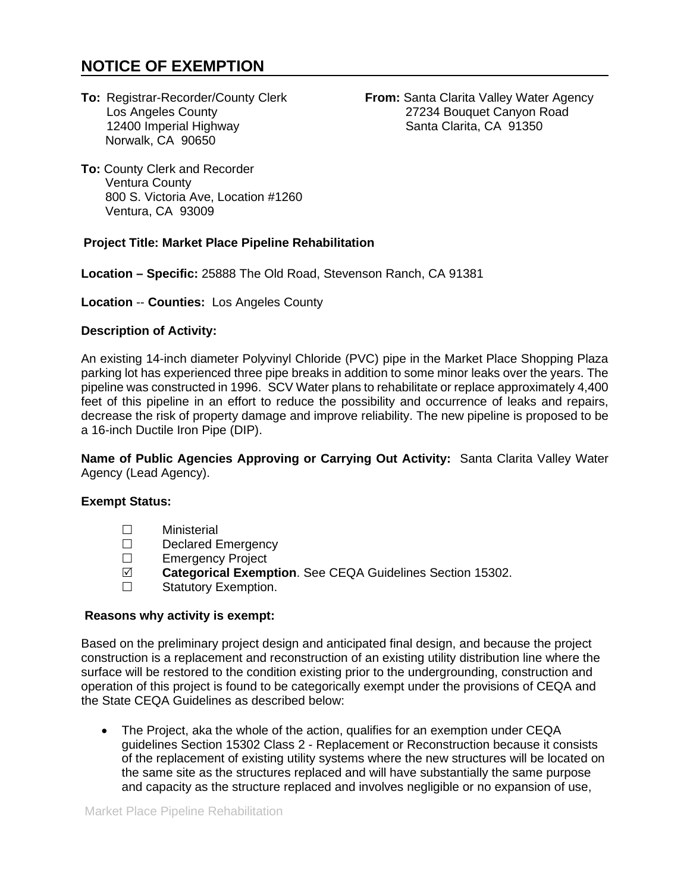# NOTICE OF EXEMPTION

**To:** Registrar-Recorder/County Clerk
Los Angeles County
12400 Imperial Highway
Norwalk, CA 90650

**From:** Santa Clarita Valley Water Agency
27234 Bouquet Canyon Road
Santa Clarita, CA 91350

**To:** County Clerk and Recorder
Ventura County
800 S. Victoria Ave, Location #1260
Ventura, CA 93009

**Project Title: Market Place Pipeline Rehabilitation**

**Location – Specific:** 25888 The Old Road, Stevenson Ranch, CA 91381

**Location** -- **Counties:** Los Angeles County

**Description of Activity:**

An existing 14-inch diameter Polyvinyl Chloride (PVC) pipe in the Market Place Shopping Plaza parking lot has experienced three pipe breaks in addition to some minor leaks over the years. The pipeline was constructed in 1996. SCV Water plans to rehabilitate or replace approximately 4,400 feet of this pipeline in an effort to reduce the possibility and occurrence of leaks and repairs, decrease the risk of property damage and improve reliability. The new pipeline is proposed to be a 16-inch Ductile Iron Pipe (DIP).

**Name of Public Agencies Approving or Carrying Out Activity:** Santa Clarita Valley Water Agency (Lead Agency).

**Exempt Status:**

- ☐ Ministerial
- ☐ Declared Emergency
- ☐ Emergency Project
- ☑ **Categorical Exemption**. See CEQA Guidelines Section 15302.
- ☐ Statutory Exemption.

**Reasons why activity is exempt:**

Based on the preliminary project design and anticipated final design, and because the project construction is a replacement and reconstruction of an existing utility distribution line where the surface will be restored to the condition existing prior to the undergrounding, construction and operation of this project is found to be categorically exempt under the provisions of CEQA and the State CEQA Guidelines as described below:

- The Project, aka the whole of the action, qualifies for an exemption under CEQA guidelines Section 15302 Class 2 - Replacement or Reconstruction because it consists of the replacement of existing utility systems where the new structures will be located on the same site as the structures replaced and will have substantially the same purpose and capacity as the structure replaced and involves negligible or no expansion of use,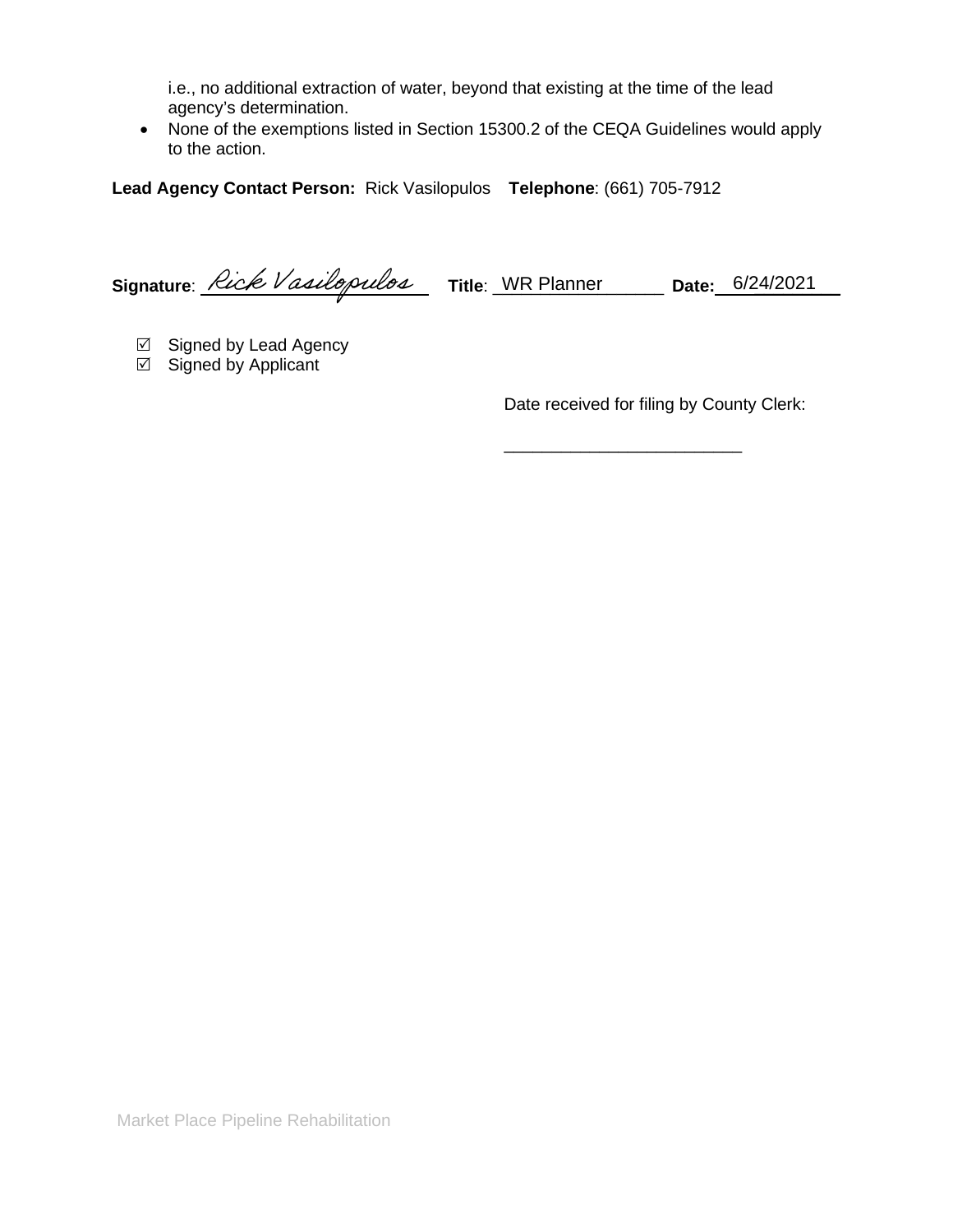i.e., no additional extraction of water, beyond that existing at the time of the lead agency's determination.

- None of the exemptions listed in Section 15300.2 of the CEQA Guidelines would apply to the action.

**Lead Agency Contact Person:** Rick Vasilopulos **Telephone**: (661) 705-7912

**Signature**: Rick Vasilopulos **Title**: WR Planner **Date:** 6/24/2021

☑ Signed by Lead Agency
☑ Signed by Applicant

Date received for filing by County Clerk:

\_\_\_\_\_\_\_\_\_\_\_\_\_\_\_\_\_\_\_\_\_\_\_\_